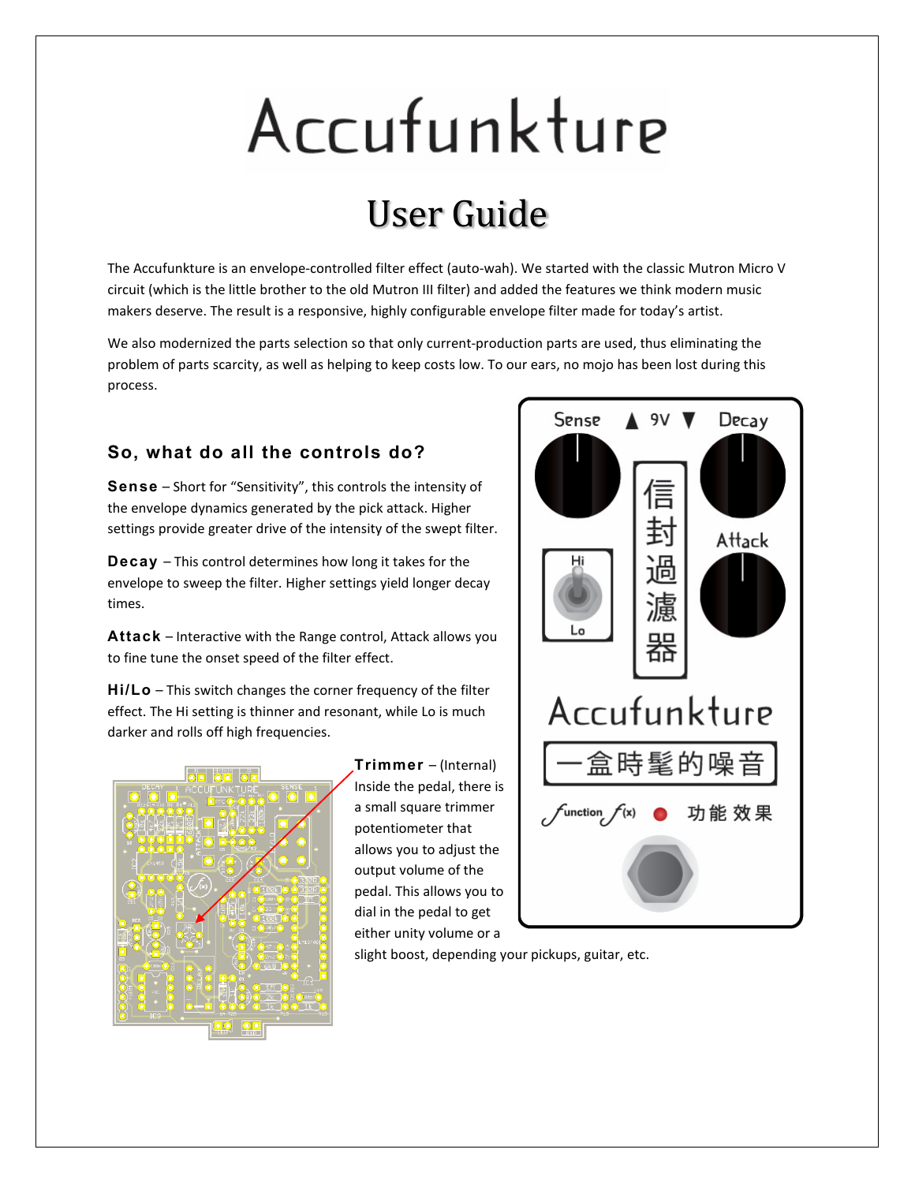# Accufunkture

## User Guide

The Accufunkture is an envelope-controlled filter effect (auto-wah). We started with the classic Mutron Micro V circuit (which is the little brother to the old Mutron III filter) and added the features we think modern music makers deserve. The result is a responsive, highly configurable envelope filter made for today's artist.

We also modernized the parts selection so that only current-production parts are used, thus eliminating the problem of parts scarcity, as well as helping to keep costs low. To our ears, no mojo has been lost during this process.

### So, what do all the controls do?

**Sense** – Short for "Sensitivity", this controls the intensity of the envelope dynamics generated by the pick attack. Higher settings provide greater drive of the intensity of the swept filter.

**Decay** – This control determines how long it takes for the envelope to sweep the filter. Higher settings yield longer decay times.

**Attack** – Interactive with the Range control, Attack allows you to fine tune the onset speed of the filter effect.

**Hi/Lo** – This switch changes the corner frequency of the filter effect. The Hi setting is thinner and resonant, while Lo is much darker and rolls off high frequencies.

**Trimmer** – (Internal) Inside the pedal, there is a small square trimmer potentiometer that allows you to adjust the output volume of the pedal. This allows you to dial in the pedal to get either unity volume or a slight boost, depending your pickups, guitar, etc.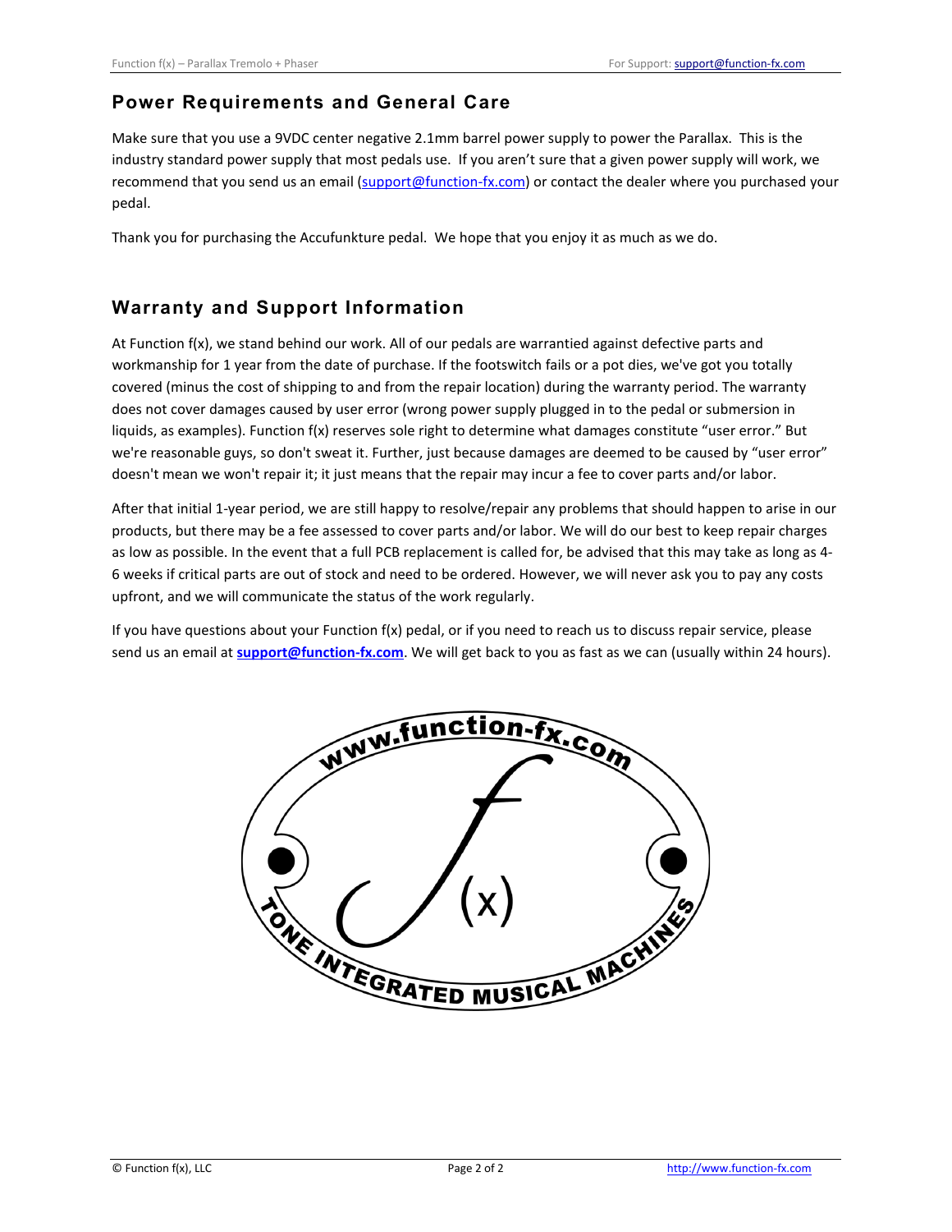## Power Requirements and General Care

Make sure that you use a 9VDC center negative 2.1mm barrel power supply to power the Parallax. This is the industry standard power supply that most pedals use. If you aren't sure that a given power supply will work, we recommend that you send us an email (support@function-fx.com) or contact the dealer where you purchased your pedal.

Thank you for purchasing the Accufunkture pedal. We hope that you enjoy it as much as we do.

## Warranty and Support Information

At Function f(x), we stand behind our work. All of our pedals are warrantied against defective parts and workmanship for 1 year from the date of purchase. If the footswitch fails or a pot dies, we've got you totally covered (minus the cost of shipping to and from the repair location) during the warranty period. The warranty does not cover damages caused by user error (wrong power supply plugged in to the pedal or submersion in liquids, as examples). Function f(x) reserves sole right to determine what damages constitute "user error." But we're reasonable guys, so don't sweat it. Further, just because damages are deemed to be caused by "user error" doesn't mean we won't repair it; it just means that the repair may incur a fee to cover parts and/or labor.

After that initial 1-year period, we are still happy to resolve/repair any problems that should happen to arise in our products, but there may be a fee assessed to cover parts and/or labor. We will do our best to keep repair charges as low as possible. In the event that a full PCB replacement is called for, be advised that this may take as long as 4-6 weeks if critical parts are out of stock and need to be ordered. However, we will never ask you to pay any costs upfront, and we will communicate the status of the work regularly.

If you have questions about your Function f(x) pedal, or if you need to reach us to discuss repair service, please send us an email at **support@function-fx.com**. We will get back to you as fast as we can (usually within 24 hours).

www.function-fx.com

f(x)

TONE INTEGRATED MUSICAL MACHINES